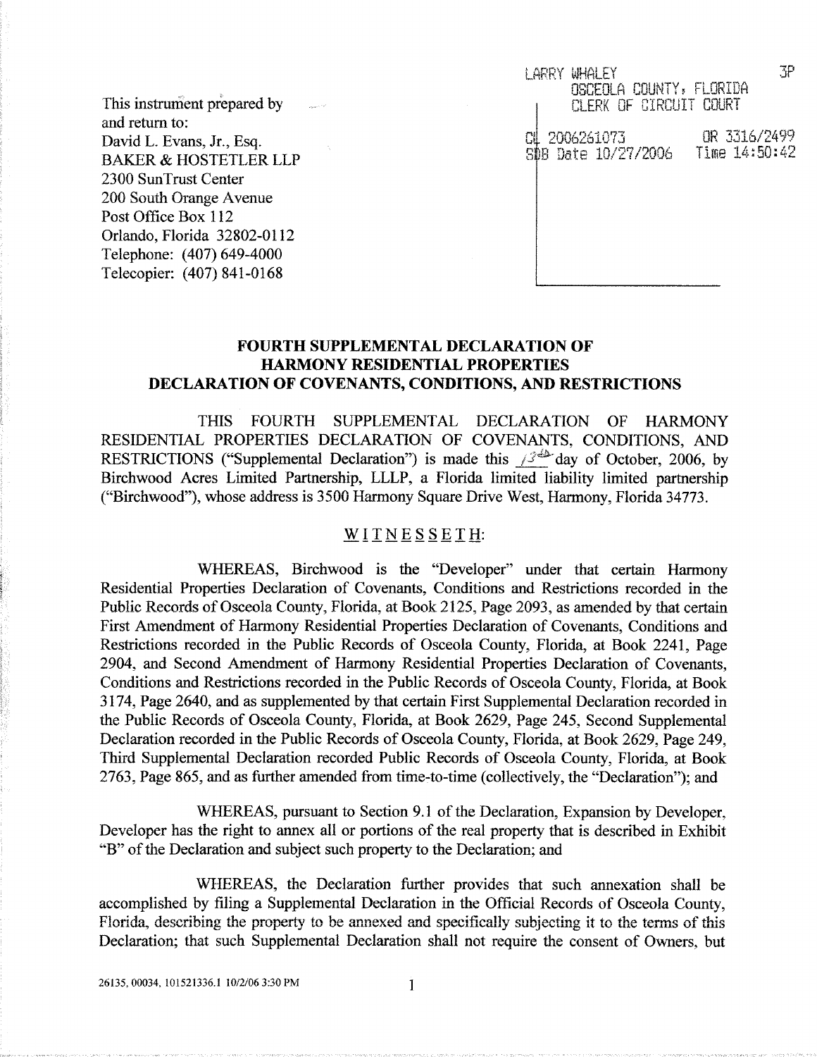This instrument prepared by
and return to:
David L. Evans, Jr., Esq.
BAKER & HOSTETLER LLP
2300 SunTrust Center
200 South Orange Avenue
Post Office Box 112
Orlando, Florida 32802-0112
Telephone: (407) 649-4000
Telecopier: (407) 841-0168

LARRY WHALEY 3P
OSCEOLA COUNTY, FLORIDA
CLERK OF CIRCUIT COURT

CL 2006261073 OR 3316/2499
SDB Date 10/27/2006 Time 14:50:42

# FOURTH SUPPLEMENTAL DECLARATION OF HARMONY RESIDENTIAL PROPERTIES DECLARATION OF COVENANTS, CONDITIONS, AND RESTRICTIONS

THIS FOURTH SUPPLEMENTAL DECLARATION OF HARMONY RESIDENTIAL PROPERTIES DECLARATION OF COVENANTS, CONDITIONS, AND RESTRICTIONS ("Supplemental Declaration") is made this 13th day of October, 2006, by Birchwood Acres Limited Partnership, LLLP, a Florida limited liability limited partnership ("Birchwood"), whose address is 3500 Harmony Square Drive West, Harmony, Florida 34773.

WITNESSETH:

WHEREAS, Birchwood is the "Developer" under that certain Harmony Residential Properties Declaration of Covenants, Conditions and Restrictions recorded in the Public Records of Osceola County, Florida, at Book 2125, Page 2093, as amended by that certain First Amendment of Harmony Residential Properties Declaration of Covenants, Conditions and Restrictions recorded in the Public Records of Osceola County, Florida, at Book 2241, Page 2904, and Second Amendment of Harmony Residential Properties Declaration of Covenants, Conditions and Restrictions recorded in the Public Records of Osceola County, Florida, at Book 3174, Page 2640, and as supplemented by that certain First Supplemental Declaration recorded in the Public Records of Osceola County, Florida, at Book 2629, Page 245, Second Supplemental Declaration recorded in the Public Records of Osceola County, Florida, at Book 2629, Page 249, Third Supplemental Declaration recorded Public Records of Osceola County, Florida, at Book 2763, Page 865, and as further amended from time-to-time (collectively, the "Declaration"); and

WHEREAS, pursuant to Section 9.1 of the Declaration, Expansion by Developer, Developer has the right to annex all or portions of the real property that is described in Exhibit "B" of the Declaration and subject such property to the Declaration; and

WHEREAS, the Declaration further provides that such annexation shall be accomplished by filing a Supplemental Declaration in the Official Records of Osceola County, Florida, describing the property to be annexed and specifically subjecting it to the terms of this Declaration; that such Supplemental Declaration shall not require the consent of Owners, but

26135, 00034, 101521336.1 10/2/06 3:30 PM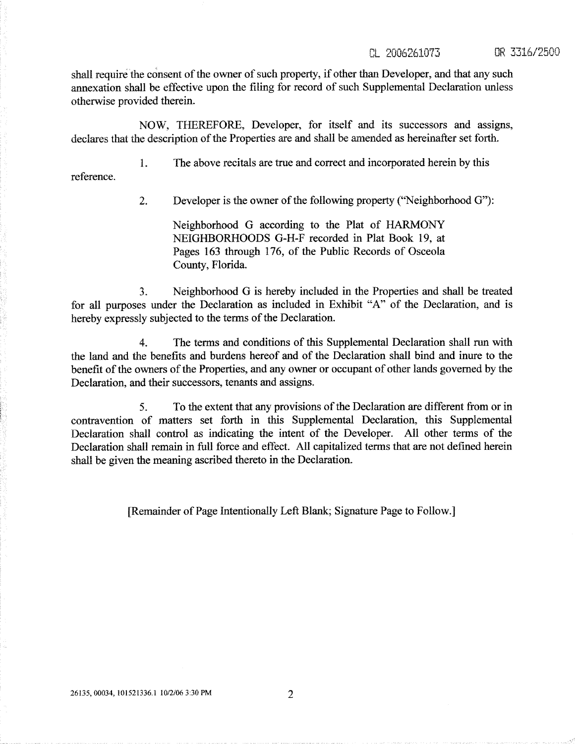shall require the consent of the owner of such property, if other than Developer, and that any such annexation shall be effective upon the filing for record of such Supplemental Declaration unless otherwise provided therein.

NOW, THEREFORE, Developer, for itself and its successors and assigns, declares that the description of the Properties are and shall be amended as hereinafter set forth.

1. The above recitals are true and correct and incorporated herein by this reference.

2. Developer is the owner of the following property ("Neighborhood G"):

   Neighborhood G according to the Plat of HARMONY NEIGHBORHOODS G-H-F recorded in Plat Book 19, at Pages 163 through 176, of the Public Records of Osceola County, Florida.

3. Neighborhood G is hereby included in the Properties and shall be treated for all purposes under the Declaration as included in Exhibit "A" of the Declaration, and is hereby expressly subjected to the terms of the Declaration.

4. The terms and conditions of this Supplemental Declaration shall run with the land and the benefits and burdens hereof and of the Declaration shall bind and inure to the benefit of the owners of the Properties, and any owner or occupant of other lands governed by the Declaration, and their successors, tenants and assigns.

5. To the extent that any provisions of the Declaration are different from or in contravention of matters set forth in this Supplemental Declaration, this Supplemental Declaration shall control as indicating the intent of the Developer. All other terms of the Declaration shall remain in full force and effect. All capitalized terms that are not defined herein shall be given the meaning ascribed thereto in the Declaration.

[Remainder of Page Intentionally Left Blank; Signature Page to Follow.]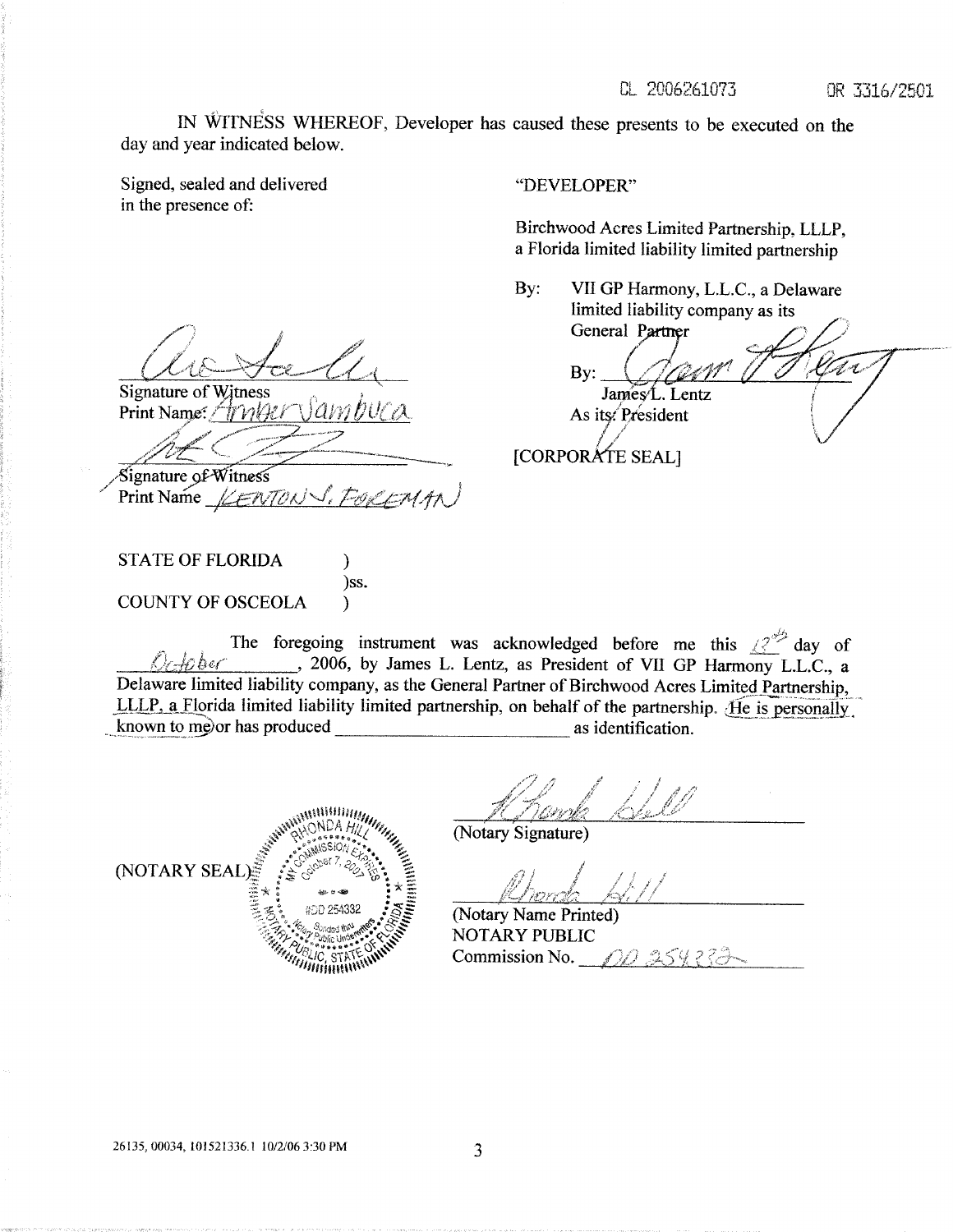CL 2006261073 OR 3316/2501

IN WITNESS WHEREOF, Developer has caused these presents to be executed on the day and year indicated below.

Signed, sealed and delivered in the presence of:

"DEVELOPER"

Birchwood Acres Limited Partnership, LLLP,
a Florida limited liability limited partnership

By: VII GP Harmony, L.L.C., a Delaware limited liability company as its General Partner

By: ______________________
James L. Lentz
As its President

[CORPORATE SEAL]

______________________
Signature of Witness
Print Name: Amber Sambuca

______________________
Signature of Witness
Print Name KENTON J. FOREMAN

STATE OF FLORIDA )
)ss.
COUNTY OF OSCEOLA )

The foregoing instrument was acknowledged before me this 12th day of October, 2006, by James L. Lentz, as President of VII GP Harmony L.L.C., a Delaware limited liability company, as the General Partner of Birchwood Acres Limited Partnership, LLLP, a Florida limited liability limited partnership, on behalf of the partnership. He is personally known to me or has produced ______________________ as identification.

(NOTARY SEAL)

RHONDA HILL
MY COMMISSION EXPIRES October 7, 2007
#DD 254332
Bonded thru Notary Public Underwriters
NOTARY PUBLIC, STATE OF FLORIDA

______________________
(Notary Signature)

Rhonda Hill
(Notary Name Printed)
NOTARY PUBLIC
Commission No. DD 254332

26135, 00034, 101521336.1 10/2/06 3:30 PM